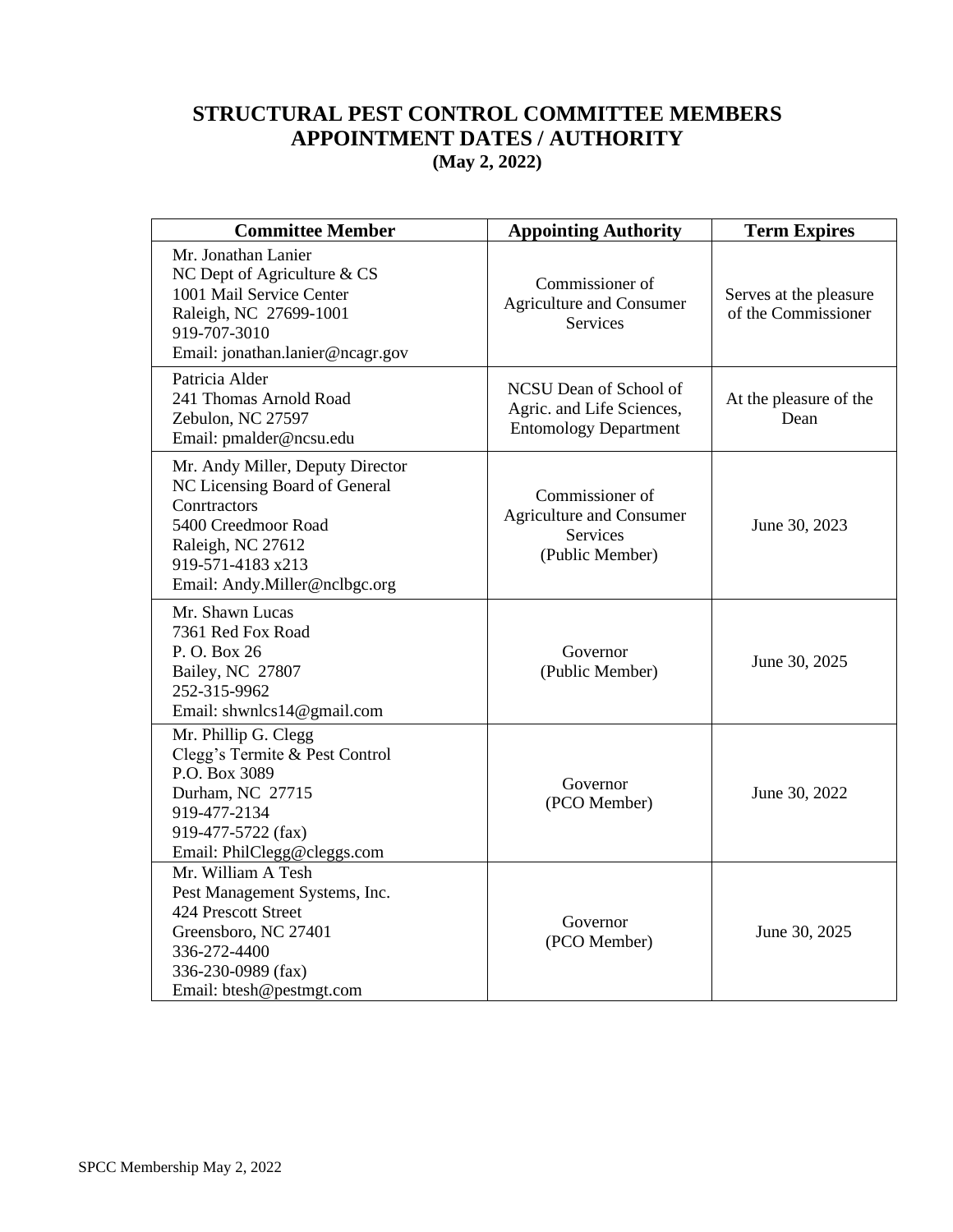# STRUCTURAL PEST CONTROL COMMITTEE MEMBERS
## APPOINTMENT DATES / AUTHORITY
### (May 2, 2022)

| Committee Member | Appointing Authority | Term Expires |
|---|---|---|
| Mr. Jonathan Lanier<br>NC Dept of Agriculture & CS<br>1001 Mail Service Center<br>Raleigh, NC 27699-1001<br>919-707-3010<br>Email: jonathan.lanier@ncagr.gov | Commissioner of Agriculture and Consumer Services | Serves at the pleasure of the Commissioner |
| Patricia Alder<br>241 Thomas Arnold Road<br>Zebulon, NC 27597<br>Email: pmalder@ncsu.edu | NCSU Dean of School of Agric. and Life Sciences, Entomology Department | At the pleasure of the Dean |
| Mr. Andy Miller, Deputy Director<br>NC Licensing Board of General Conrtractors<br>5400 Creedmoor Road<br>Raleigh, NC 27612<br>919-571-4183 x213<br>Email: Andy.Miller@nclbgc.org | Commissioner of Agriculture and Consumer Services (Public Member) | June 30, 2023 |
| Mr. Shawn Lucas<br>7361 Red Fox Road<br>P. O. Box 26<br>Bailey, NC 27807<br>252-315-9962<br>Email: shwnlcs14@gmail.com | Governor (Public Member) | June 30, 2025 |
| Mr. Phillip G. Clegg<br>Clegg's Termite & Pest Control<br>P.O. Box 3089<br>Durham, NC 27715<br>919-477-2134<br>919-477-5722 (fax)<br>Email: PhilClegg@cleggs.com | Governor (PCO Member) | June 30, 2022 |
| Mr. William A Tesh<br>Pest Management Systems, Inc.<br>424 Prescott Street<br>Greensboro, NC 27401<br>336-272-4400<br>336-230-0989 (fax)<br>Email: btesh@pestmgt.com | Governor (PCO Member) | June 30, 2025 |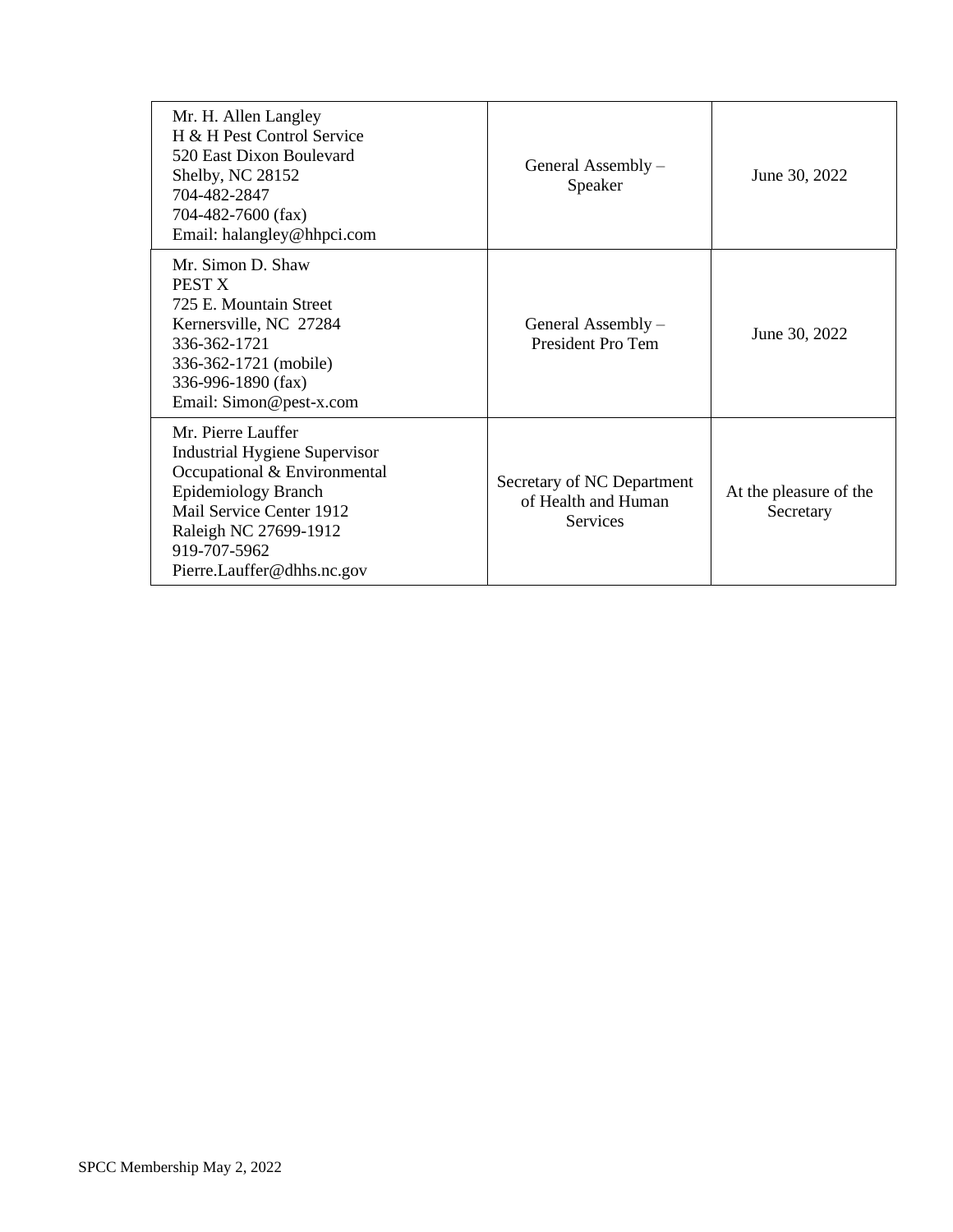| | | |
|---|---|---|
| Mr. H. Allen Langley<br>H & H Pest Control Service<br>520 East Dixon Boulevard<br>Shelby, NC 28152<br>704-482-2847<br>704-482-7600 (fax)<br>Email: halangley@hhpci.com | General Assembly – Speaker | June 30, 2022 |
| Mr. Simon D. Shaw<br>PEST X<br>725 E. Mountain Street<br>Kernersville, NC 27284<br>336-362-1721<br>336-362-1721 (mobile)<br>336-996-1890 (fax)<br>Email: Simon@pest-x.com | General Assembly – President Pro Tem | June 30, 2022 |
| Mr. Pierre Lauffer<br>Industrial Hygiene Supervisor<br>Occupational & Environmental Epidemiology Branch<br>Mail Service Center 1912<br>Raleigh NC 27699-1912<br>919-707-5962<br>Pierre.Lauffer@dhhs.nc.gov | Secretary of NC Department of Health and Human Services | At the pleasure of the Secretary |